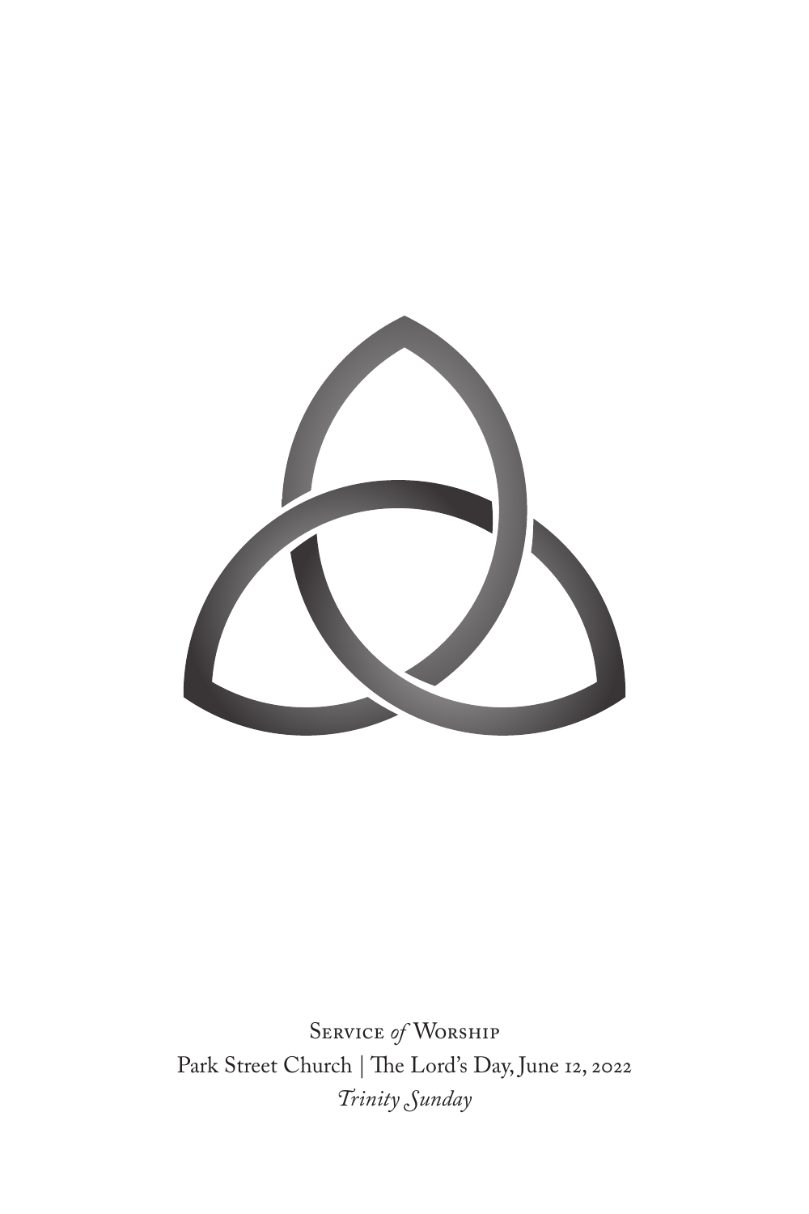Service *of* Worship

Park Street Church | The Lord's Day, June 12, 2022

*Trinity Sunday*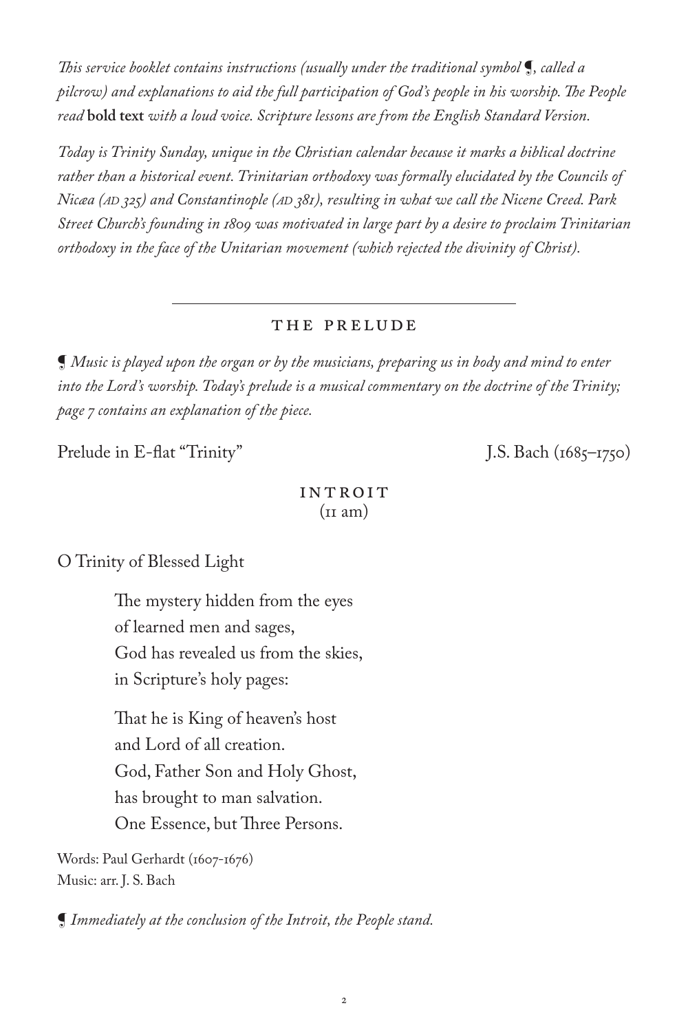*This service booklet contains instructions (usually under the traditional symbol ¶, called a pilcrow) and explanations to aid the full participation of God's people in his worship. The People read* **bold text** *with a loud voice. Scripture lessons are from the English Standard Version.*

*Today is Trinity Sunday, unique in the Christian calendar because it marks a biblical doctrine rather than a historical event. Trinitarian orthodoxy was formally elucidated by the Councils of Nicæa (AD 325) and Constantinople (AD 381), resulting in what we call the Nicene Creed. Park Street Church's founding in 1809 was motivated in large part by a desire to proclaim Trinitarian orthodoxy in the face of the Unitarian movement (which rejected the divinity of Christ).*

---

## THE PRELUDE

¶ *Music is played upon the organ or by the musicians, preparing us in body and mind to enter into the Lord's worship. Today's prelude is a musical commentary on the doctrine of the Trinity; page 7 contains an explanation of the piece.*

Prelude in E-flat "Trinity" — J.S. Bach (1685–1750)

## INTROIT
(11 am)

O Trinity of Blessed Light

The mystery hidden from the eyes
of learned men and sages,
God has revealed us from the skies,
in Scripture's holy pages:

That he is King of heaven's host
and Lord of all creation.
God, Father Son and Holy Ghost,
has brought to man salvation.
One Essence, but Three Persons.

Words: Paul Gerhardt (1607-1676)
Music: arr. J. S. Bach

¶ *Immediately at the conclusion of the Introit, the People stand.*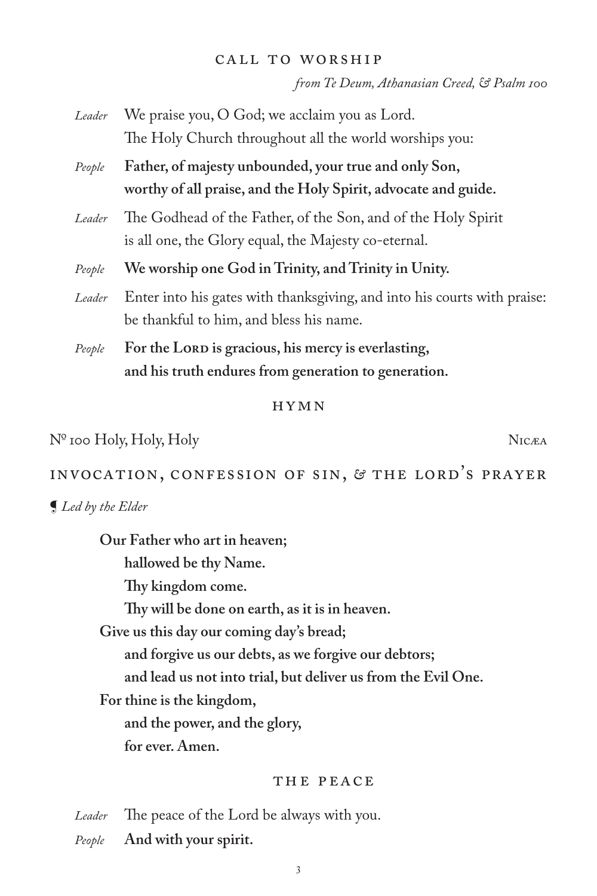## CALL TO WORSHIP

*from Te Deum, Athanasian Creed, & Psalm 100*

*Leader* We praise you, O God; we acclaim you as Lord.
The Holy Church throughout all the world worships you:

*People* **Father, of majesty unbounded, your true and only Son,
worthy of all praise, and the Holy Spirit, advocate and guide.**

*Leader* The Godhead of the Father, of the Son, and of the Holy Spirit
is all one, the Glory equal, the Majesty co-eternal.

*People* **We worship one God in Trinity, and Trinity in Unity.**

*Leader* Enter into his gates with thanksgiving, and into his courts with praise:
be thankful to him, and bless his name.

*People* **For the LORD is gracious, his mercy is everlasting,
and his truth endures from generation to generation.**

## HYMN

Nº 100 Holy, Holy, Holy — NICÆA

## INVOCATION, CONFESSION OF SIN, & THE LORD'S PRAYER

❡ *Led by the Elder*

**Our Father who art in heaven;**
**hallowed be thy Name.**
**Thy kingdom come.**
**Thy will be done on earth, as it is in heaven.**
**Give us this day our coming day's bread;**
**and forgive us our debts, as we forgive our debtors;**
**and lead us not into trial, but deliver us from the Evil One.**
**For thine is the kingdom,**
**and the power, and the glory,**
**for ever. Amen.**

## THE PEACE

*Leader* The peace of the Lord be always with you.

*People* **And with your spirit.**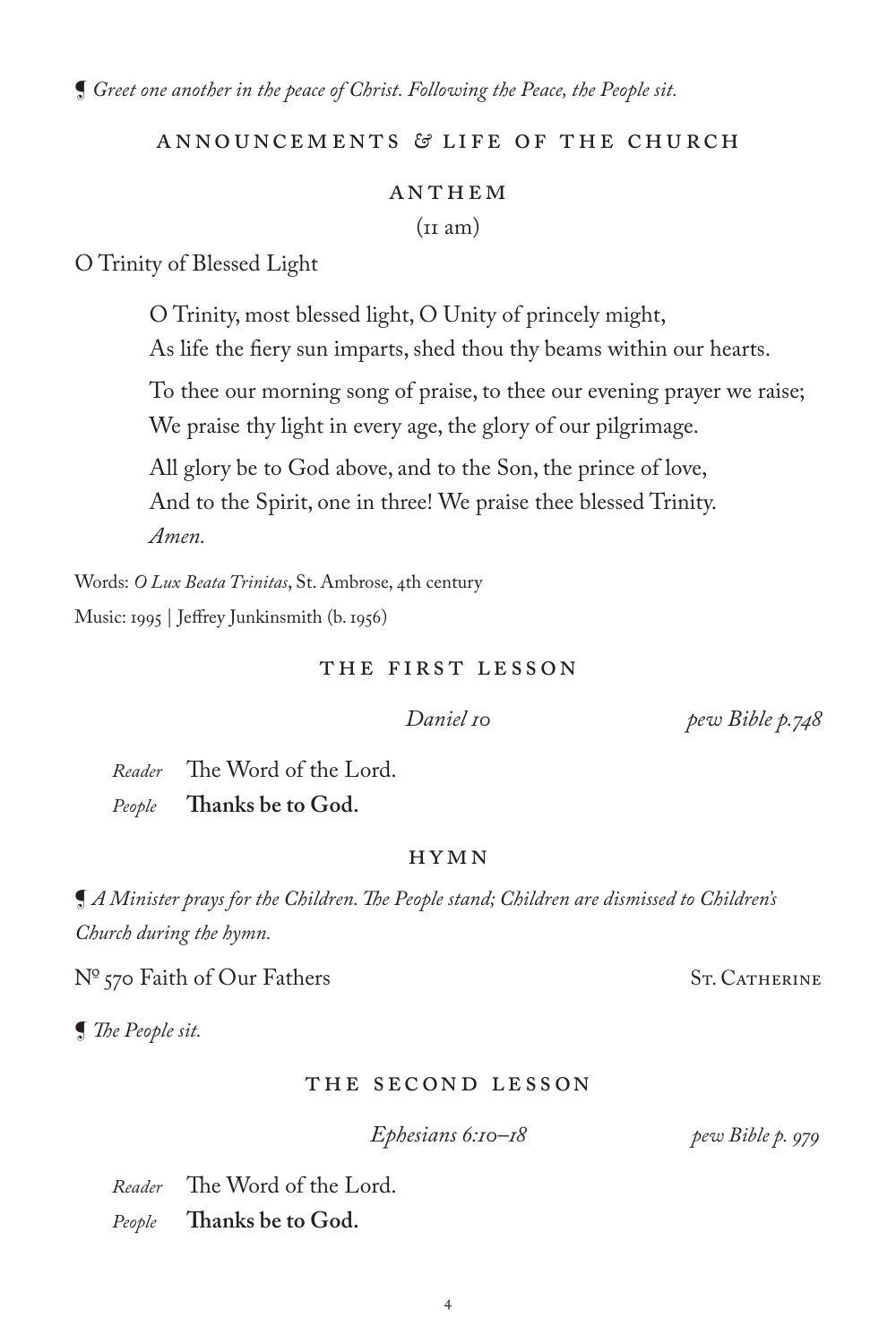❡ *Greet one another in the peace of Christ. Following the Peace, the People sit.*

## ANNOUNCEMENTS & LIFE OF THE CHURCH

## ANTHEM

(11 am)

O Trinity of Blessed Light

> O Trinity, most blessed light, O Unity of princely might,
> As life the fiery sun imparts, shed thou thy beams within our hearts.
>
> To thee our morning song of praise, to thee our evening prayer we raise;
> We praise thy light in every age, the glory of our pilgrimage.
>
> All glory be to God above, and to the Son, the prince of love,
> And to the Spirit, one in three! We praise thee blessed Trinity.
> *Amen.*

Words: *O Lux Beata Trinitas*, St. Ambrose, 4th century
Music: 1995 | Jeffrey Junkinsmith (b. 1956)

## THE FIRST LESSON

*Daniel 10* — *pew Bible p.748*

*Reader* The Word of the Lord.
*People* **Thanks be to God.**

## HYMN

❡ *A Minister prays for the Children. The People stand; Children are dismissed to Children's Church during the hymn.*

Nº 570 Faith of Our Fathers — St. Catherine

❡ *The People sit.*

## THE SECOND LESSON

*Ephesians 6:10–18* — *pew Bible p. 979*

*Reader* The Word of the Lord.
*People* **Thanks be to God.**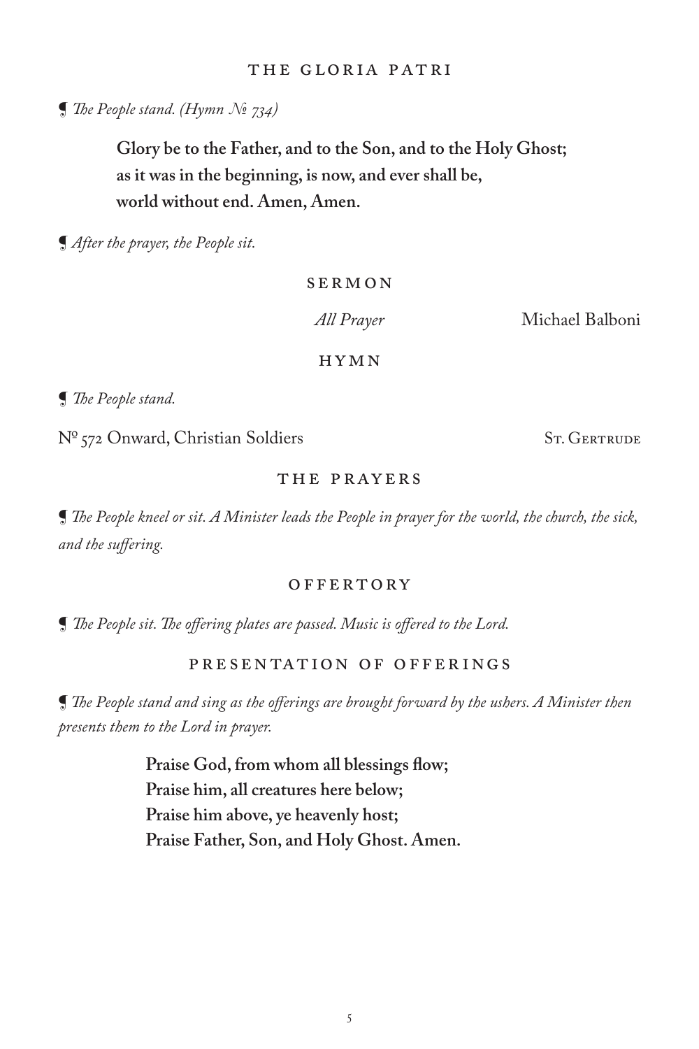## THE GLORIA PATRI

*¶ The People stand. (Hymn № 734)*

**Glory be to the Father, and to the Son, and to the Holy Ghost;**
**as it was in the beginning, is now, and ever shall be,**
**world without end. Amen, Amen.**

*¶ After the prayer, the People sit.*

## SERMON

*All Prayer* — Michael Balboni

## HYMN

*¶ The People stand.*

№ 572 Onward, Christian Soldiers — St. Gertrude

## THE PRAYERS

*¶ The People kneel or sit. A Minister leads the People in prayer for the world, the church, the sick, and the suffering.*

## OFFERTORY

*¶ The People sit. The offering plates are passed. Music is offered to the Lord.*

## PRESENTATION OF OFFERINGS

*¶ The People stand and sing as the offerings are brought forward by the ushers. A Minister then presents them to the Lord in prayer.*

**Praise God, from whom all blessings flow;**
**Praise him, all creatures here below;**
**Praise him above, ye heavenly host;**
**Praise Father, Son, and Holy Ghost. Amen.**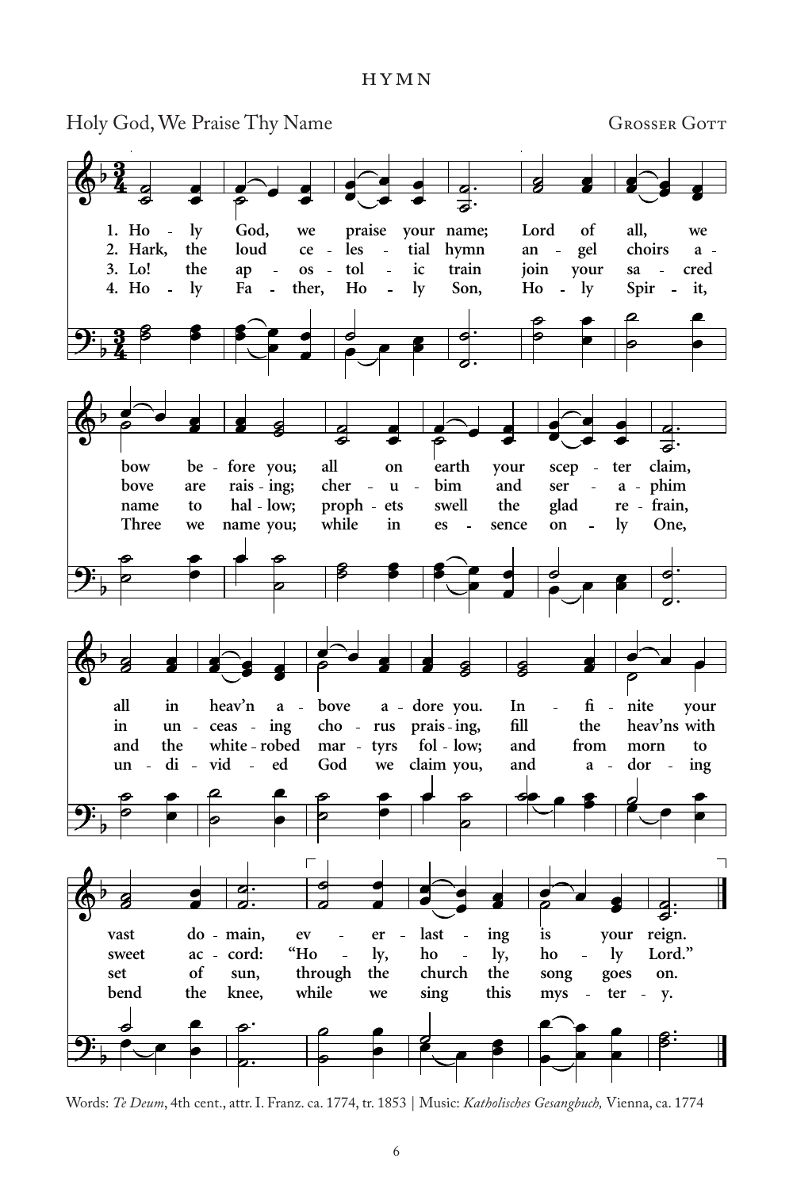HYMN

Holy God, We Praise Thy Name — GROSSER GOTT

1. Holy God, we praise your name; Lord of all, we bow before you; all on earth your scepter claim, all in heav'n above adore you. Infinite your vast domain, everlasting is your reign.

2. Hark, the loud celestial hymn angel choirs above are raising; cherubim and seraphim in unceasing chorus praising, fill the heav'ns with sweet accord: "Holy, holy, holy Lord."

3. Lo! the apostolic train join your sacred name to hallow; prophets swell the glad refrain, and the white-robed martyrs follow; and from morn to set of sun, through the church the song goes on.

4. Holy Father, Holy Son, Holy Spirit, Three we name you; while in essence only One, undivided God we claim you, and adoring bend the knee, while we sing this mystery.

Words: *Te Deum*, 4th cent., attr. I. Franz. ca. 1774, tr. 1853 | Music: *Katholisches Gesangbuch,* Vienna, ca. 1774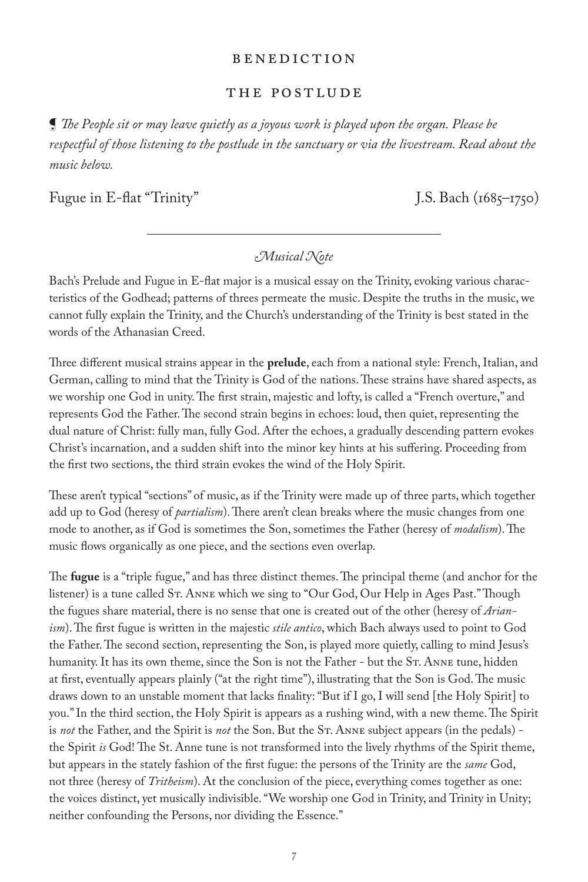## BENEDICTION

## THE POSTLUDE

*¶ The People sit or may leave quietly as a joyous work is played upon the organ. Please be respectful of those listening to the postlude in the sanctuary or via the livestream. Read about the music below.*

Fugue in E-flat "Trinity" J.S. Bach (1685–1750)

---

### *Musical Note*

Bach's Prelude and Fugue in E-flat major is a musical essay on the Trinity, evoking various characteristics of the Godhead; patterns of threes permeate the music. Despite the truths in the music, we cannot fully explain the Trinity, and the Church's understanding of the Trinity is best stated in the words of the Athanasian Creed.

Three different musical strains appear in the **prelude**, each from a national style: French, Italian, and German, calling to mind that the Trinity is God of the nations. These strains have shared aspects, as we worship one God in unity. The first strain, majestic and lofty, is called a "French overture," and represents God the Father. The second strain begins in echoes: loud, then quiet, representing the dual nature of Christ: fully man, fully God. After the echoes, a gradually descending pattern evokes Christ's incarnation, and a sudden shift into the minor key hints at his suffering. Proceeding from the first two sections, the third strain evokes the wind of the Holy Spirit.

These aren't typical "sections" of music, as if the Trinity were made up of three parts, which together add up to God (heresy of *partialism*). There aren't clean breaks where the music changes from one mode to another, as if God is sometimes the Son, sometimes the Father (heresy of *modalism*). The music flows organically as one piece, and the sections even overlap.

The **fugue** is a "triple fugue," and has three distinct themes. The principal theme (and anchor for the listener) is a tune called St. Anne which we sing to "Our God, Our Help in Ages Past." Though the fugues share material, there is no sense that one is created out of the other (heresy of *Arianism*). The first fugue is written in the majestic *stile antico*, which Bach always used to point to God the Father. The second section, representing the Son, is played more quietly, calling to mind Jesus's humanity. It has its own theme, since the Son is not the Father - but the St. Anne tune, hidden at first, eventually appears plainly ("at the right time"), illustrating that the Son is God. The music draws down to an unstable moment that lacks finality: "But if I go, I will send [the Holy Spirit] to you." In the third section, the Holy Spirit is appears as a rushing wind, with a new theme. The Spirit is *not* the Father, and the Spirit is *not* the Son. But the St. Anne subject appears (in the pedals) - the Spirit *is* God! The St. Anne tune is not transformed into the lively rhythms of the Spirit theme, but appears in the stately fashion of the first fugue: the persons of the Trinity are the *same* God, not three (heresy of *Tritheism*). At the conclusion of the piece, everything comes together as one: the voices distinct, yet musically indivisible. "We worship one God in Trinity, and Trinity in Unity; neither confounding the Persons, nor dividing the Essence."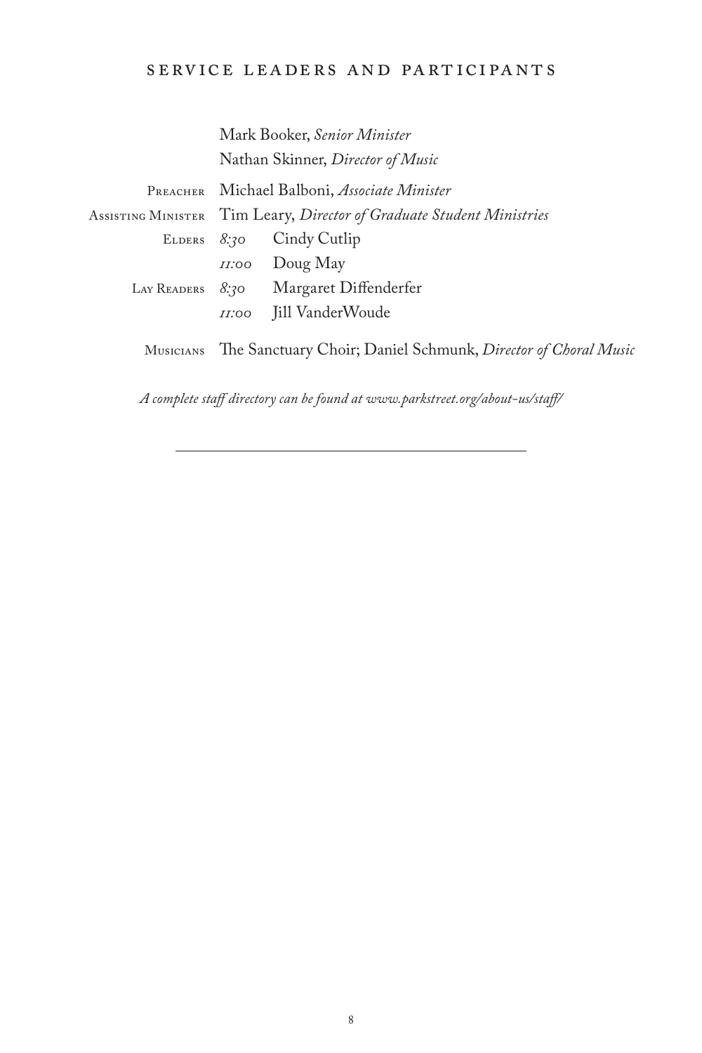## SERVICE LEADERS AND PARTICIPANTS

Mark Booker, *Senior Minister*
Nathan Skinner, *Director of Music*

| | | |
|---|---|---|
| PREACHER | Michael Balboni, *Associate Minister* | |
| ASSISTING MINISTER | Tim Leary, *Director of Graduate Student Ministries* | |
| ELDERS | *8:30* | Cindy Cutlip |
| | *11:00* | Doug May |
| LAY READERS | *8:30* | Margaret Diffenderfer |
| | *11:00* | Jill VanderWoude |
| MUSICIANS | The Sanctuary Choir; Daniel Schmunk, *Director of Choral Music* | |

*A complete staff directory can be found at www.parkstreet.org/about-us/staff/*

---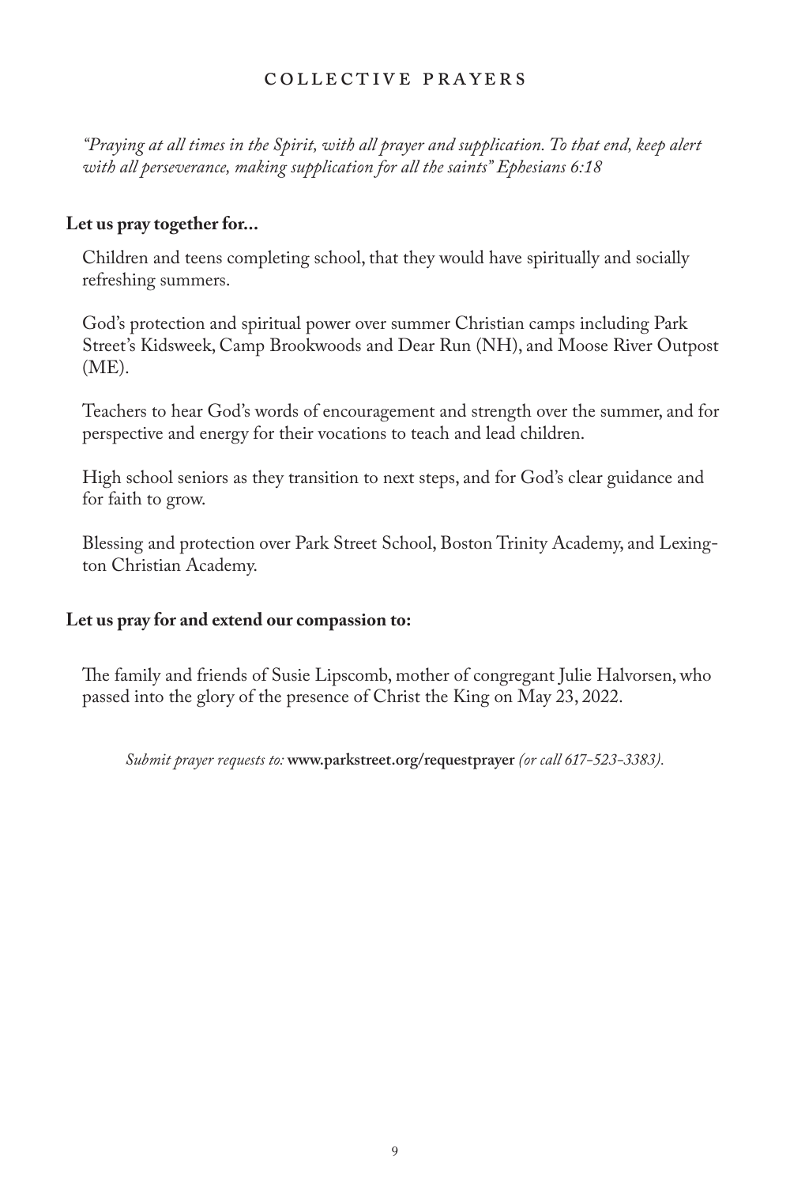## COLLECTIVE PRAYERS

*"Praying at all times in the Spirit, with all prayer and supplication. To that end, keep alert with all perseverance, making supplication for all the saints" Ephesians 6:18*

**Let us pray together for...**

Children and teens completing school, that they would have spiritually and socially refreshing summers.

God's protection and spiritual power over summer Christian camps including Park Street's Kidsweek, Camp Brookwoods and Dear Run (NH), and Moose River Outpost (ME).

Teachers to hear God's words of encouragement and strength over the summer, and for perspective and energy for their vocations to teach and lead children.

High school seniors as they transition to next steps, and for God's clear guidance and for faith to grow.

Blessing and protection over Park Street School, Boston Trinity Academy, and Lexington Christian Academy.

**Let us pray for and extend our compassion to:**

The family and friends of Susie Lipscomb, mother of congregant Julie Halvorsen, who passed into the glory of the presence of Christ the King on May 23, 2022.

*Submit prayer requests to:* **www.parkstreet.org/requestprayer** *(or call 617-523-3383).*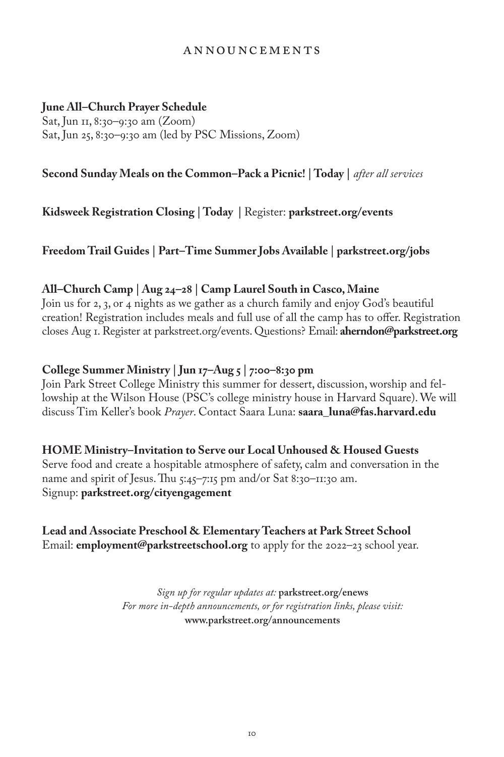# ANNOUNCEMENTS

**June All–Church Prayer Schedule**
Sat, Jun 11, 8:30–9:30 am (Zoom)
Sat, Jun 25, 8:30–9:30 am (led by PSC Missions, Zoom)

**Second Sunday Meals on the Common–Pack a Picnic! | Today |** *after all services*

**Kidsweek Registration Closing | Today |** Register: **parkstreet.org/events**

**Freedom Trail Guides | Part–Time Summer Jobs Available | parkstreet.org/jobs**

**All–Church Camp | Aug 24–28 | Camp Laurel South in Casco, Maine**
Join us for 2, 3, or 4 nights as we gather as a church family and enjoy God's beautiful creation! Registration includes meals and full use of all the camp has to offer. Registration closes Aug 1. Register at parkstreet.org/events. Questions? Email: **aherndon@parkstreet.org**

**College Summer Ministry | Jun 17–Aug 5 | 7:00–8:30 pm**
Join Park Street College Ministry this summer for dessert, discussion, worship and fellowship at the Wilson House (PSC's college ministry house in Harvard Square). We will discuss Tim Keller's book *Prayer*. Contact Saara Luna: **saara_luna@fas.harvard.edu**

**HOME Ministry–Invitation to Serve our Local Unhoused & Housed Guests**
Serve food and create a hospitable atmosphere of safety, calm and conversation in the name and spirit of Jesus. Thu 5:45–7:15 pm and/or Sat 8:30–11:30 am.
Signup: **parkstreet.org/cityengagement**

**Lead and Associate Preschool & Elementary Teachers at Park Street School**
Email: **employment@parkstreetschool.org** to apply for the 2022–23 school year.

*Sign up for regular updates at:* **parkstreet.org/enews**
*For more in-depth announcements, or for registration links, please visit:*
**www.parkstreet.org/announcements**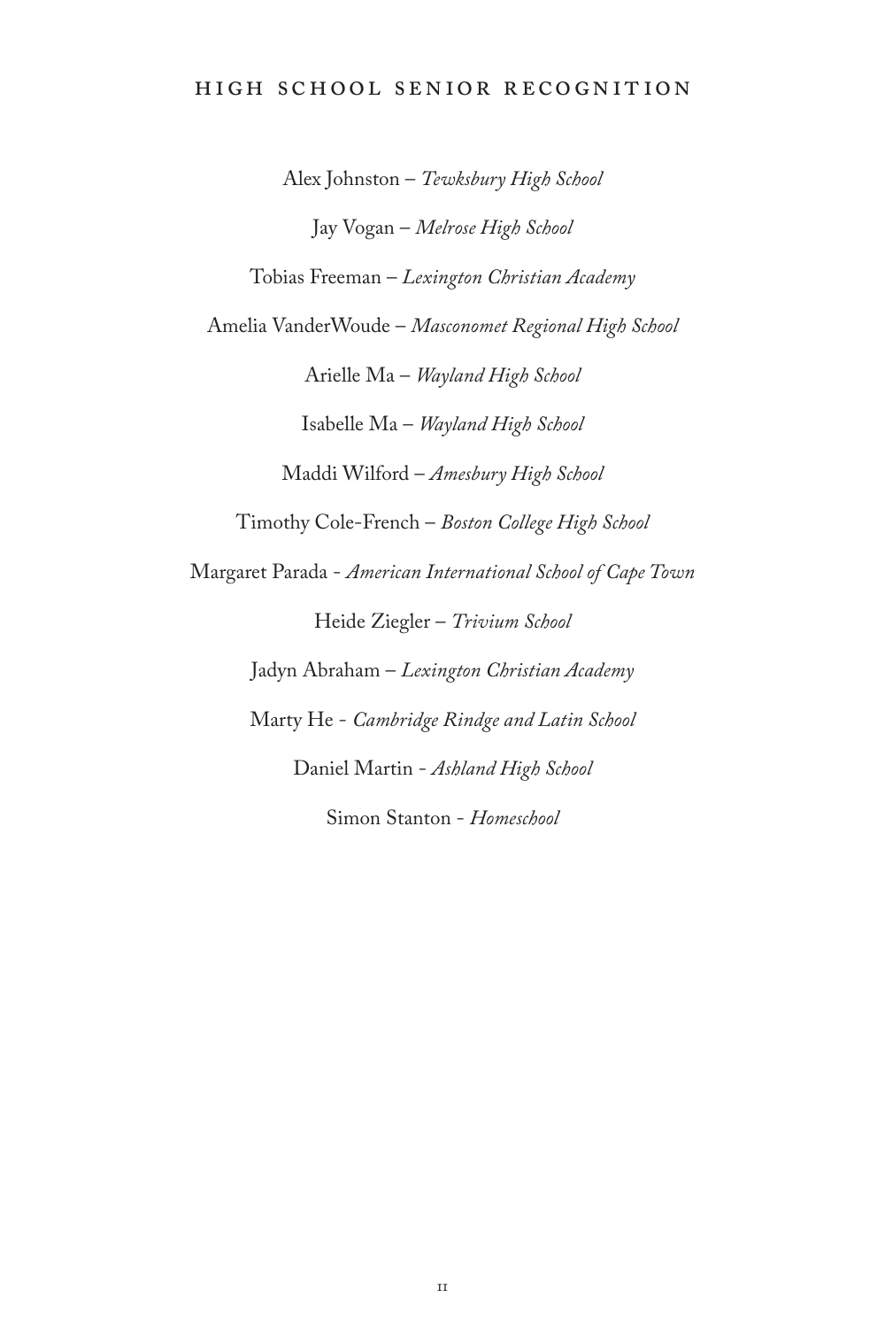## HIGH SCHOOL SENIOR RECOGNITION

Alex Johnston – *Tewksbury High School*

Jay Vogan – *Melrose High School*

Tobias Freeman – *Lexington Christian Academy*

Amelia VanderWoude – *Masconomet Regional High School*

Arielle Ma – *Wayland High School*

Isabelle Ma – *Wayland High School*

Maddi Wilford – *Amesbury High School*

Timothy Cole-French – *Boston College High School*

Margaret Parada - *American International School of Cape Town*

Heide Ziegler – *Trivium School*

Jadyn Abraham – *Lexington Christian Academy*

Marty He - *Cambridge Rindge and Latin School*

Daniel Martin - *Ashland High School*

Simon Stanton - *Homeschool*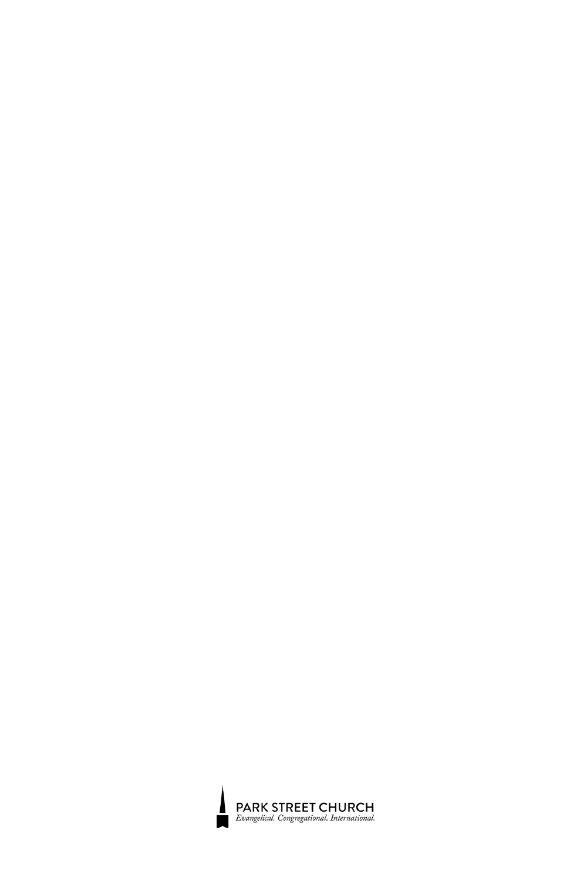PARK STREET CHURCH

*Evangelical. Congregational. International.*